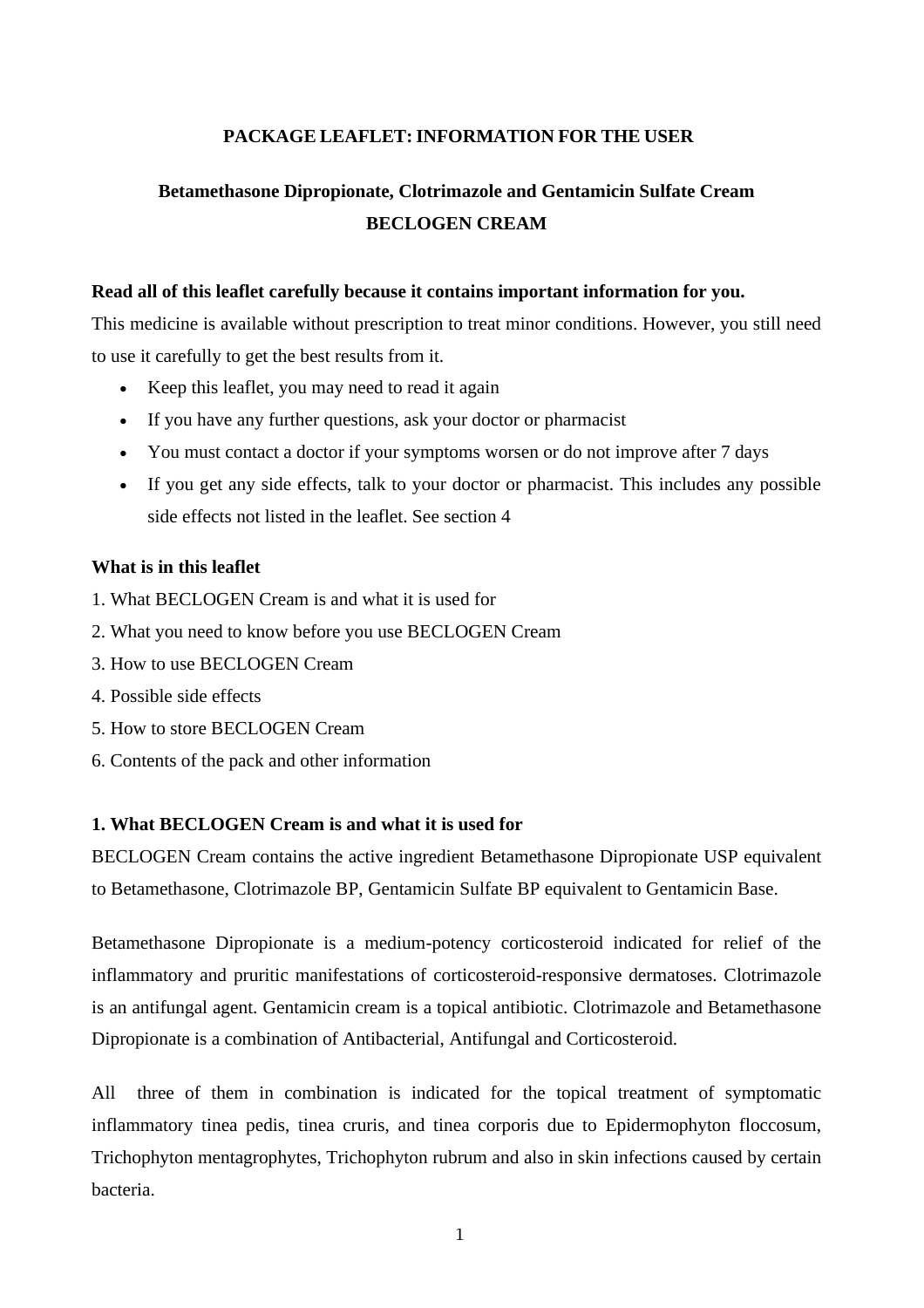# PACKAGE LEAFLET: INFORMATION FOR THE USER

## Betamethasone Dipropionate, Clotrimazole and Gentamicin Sulfate Cream
## BECLOGEN CREAM

**Read all of this leaflet carefully because it contains important information for you.**
This medicine is available without prescription to treat minor conditions. However, you still need to use it carefully to get the best results from it.

- Keep this leaflet, you may need to read it again
- If you have any further questions, ask your doctor or pharmacist
- You must contact a doctor if your symptoms worsen or do not improve after 7 days
- If you get any side effects, talk to your doctor or pharmacist. This includes any possible side effects not listed in the leaflet. See section 4

**What is in this leaflet**
1. What BECLOGEN Cream is and what it is used for
2. What you need to know before you use BECLOGEN Cream
3. How to use BECLOGEN Cream
4. Possible side effects
5. How to store BECLOGEN Cream
6. Contents of the pack and other information

### 1. What BECLOGEN Cream is and what it is used for

BECLOGEN Cream contains the active ingredient Betamethasone Dipropionate USP equivalent to Betamethasone, Clotrimazole BP, Gentamicin Sulfate BP equivalent to Gentamicin Base.

Betamethasone Dipropionate is a medium-potency corticosteroid indicated for relief of the inflammatory and pruritic manifestations of corticosteroid-responsive dermatoses. Clotrimazole is an antifungal agent. Gentamicin cream is a topical antibiotic. Clotrimazole and Betamethasone Dipropionate is a combination of Antibacterial, Antifungal and Corticosteroid.

All three of them in combination is indicated for the topical treatment of symptomatic inflammatory tinea pedis, tinea cruris, and tinea corporis due to Epidermophyton floccosum, Trichophyton mentagrophytes, Trichophyton rubrum and also in skin infections caused by certain bacteria.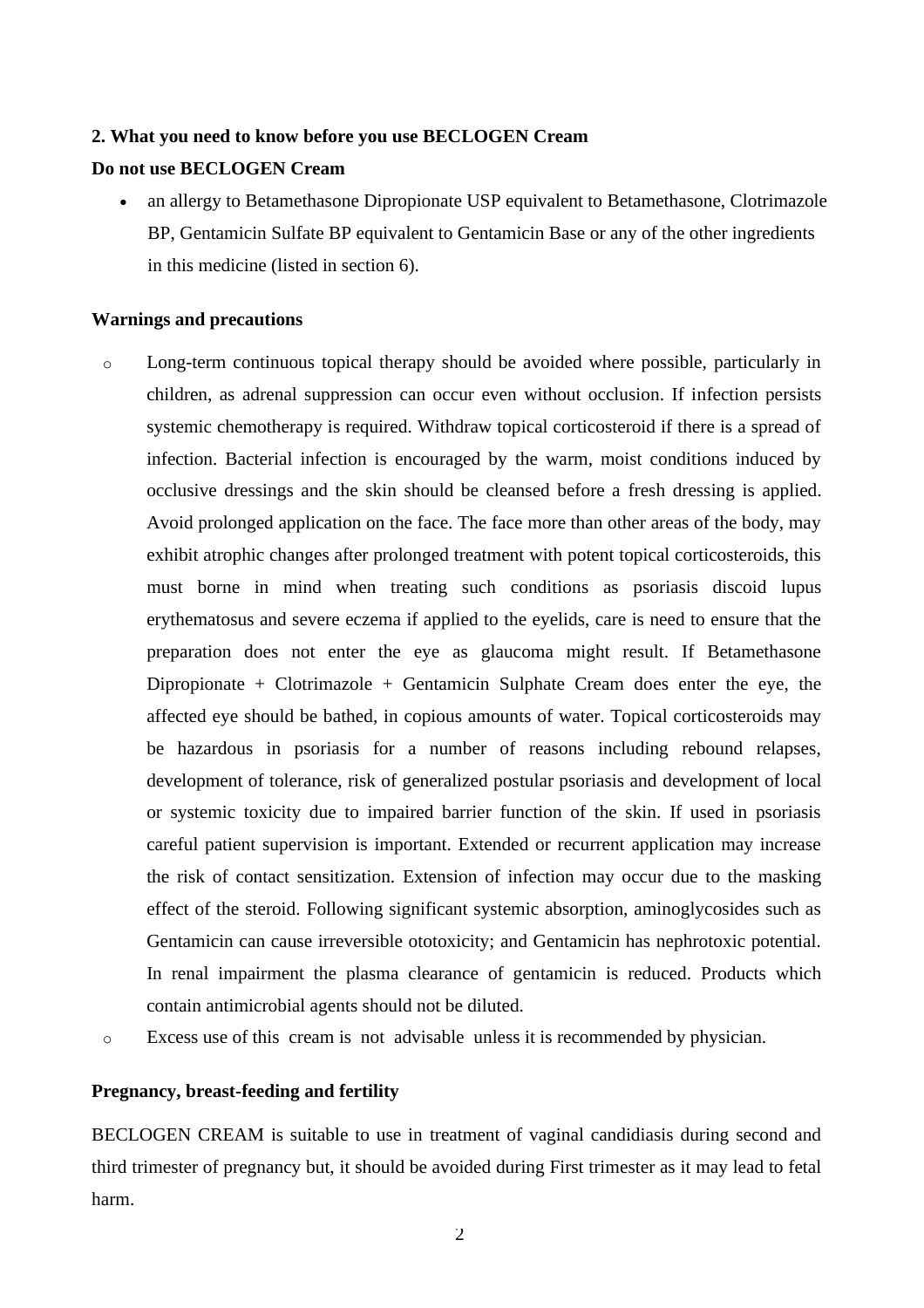**2. What you need to know before you use BECLOGEN Cream**

**Do not use BECLOGEN Cream**

- an allergy to Betamethasone Dipropionate USP equivalent to Betamethasone, Clotrimazole BP, Gentamicin Sulfate BP equivalent to Gentamicin Base or any of the other ingredients in this medicine (listed in section 6).

**Warnings and precautions**

- Long-term continuous topical therapy should be avoided where possible, particularly in children, as adrenal suppression can occur even without occlusion. If infection persists systemic chemotherapy is required. Withdraw topical corticosteroid if there is a spread of infection. Bacterial infection is encouraged by the warm, moist conditions induced by occlusive dressings and the skin should be cleansed before a fresh dressing is applied. Avoid prolonged application on the face. The face more than other areas of the body, may exhibit atrophic changes after prolonged treatment with potent topical corticosteroids, this must borne in mind when treating such conditions as psoriasis discoid lupus erythematosus and severe eczema if applied to the eyelids, care is need to ensure that the preparation does not enter the eye as glaucoma might result. If Betamethasone Dipropionate + Clotrimazole + Gentamicin Sulphate Cream does enter the eye, the affected eye should be bathed, in copious amounts of water. Topical corticosteroids may be hazardous in psoriasis for a number of reasons including rebound relapses, development of tolerance, risk of generalized postular psoriasis and development of local or systemic toxicity due to impaired barrier function of the skin. If used in psoriasis careful patient supervision is important. Extended or recurrent application may increase the risk of contact sensitization. Extension of infection may occur due to the masking effect of the steroid. Following significant systemic absorption, aminoglycosides such as Gentamicin can cause irreversible ototoxicity; and Gentamicin has nephrotoxic potential. In renal impairment the plasma clearance of gentamicin is reduced. Products which contain antimicrobial agents should not be diluted.
- Excess use of this cream is not advisable unless it is recommended by physician.

**Pregnancy, breast-feeding and fertility**

BECLOGEN CREAM is suitable to use in treatment of vaginal candidiasis during second and third trimester of pregnancy but, it should be avoided during First trimester as it may lead to fetal harm.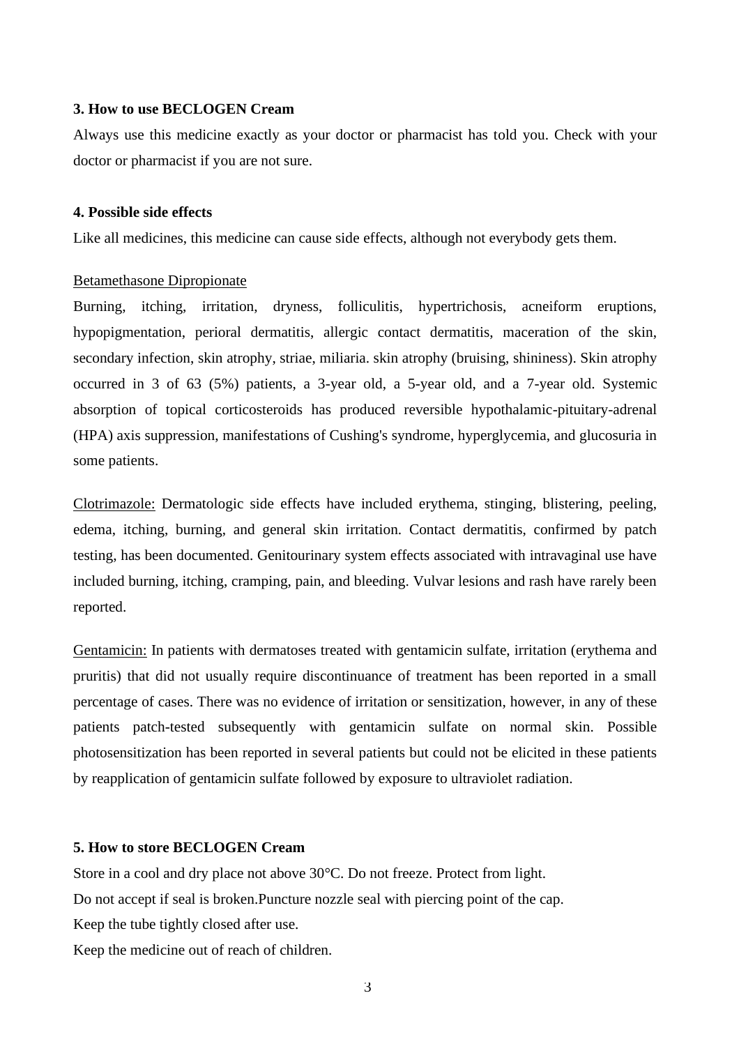### 3. How to use BECLOGEN Cream

Always use this medicine exactly as your doctor or pharmacist has told you. Check with your doctor or pharmacist if you are not sure.

### 4. Possible side effects

Like all medicines, this medicine can cause side effects, although not everybody gets them.

Betamethasone Dipropionate

Burning, itching, irritation, dryness, folliculitis, hypertrichosis, acneiform eruptions, hypopigmentation, perioral dermatitis, allergic contact dermatitis, maceration of the skin, secondary infection, skin atrophy, striae, miliaria. skin atrophy (bruising, shininess). Skin atrophy occurred in 3 of 63 (5%) patients, a 3-year old, a 5-year old, and a 7-year old. Systemic absorption of topical corticosteroids has produced reversible hypothalamic-pituitary-adrenal (HPA) axis suppression, manifestations of Cushing's syndrome, hyperglycemia, and glucosuria in some patients.

Clotrimazole: Dermatologic side effects have included erythema, stinging, blistering, peeling, edema, itching, burning, and general skin irritation. Contact dermatitis, confirmed by patch testing, has been documented. Genitourinary system effects associated with intravaginal use have included burning, itching, cramping, pain, and bleeding. Vulvar lesions and rash have rarely been reported.

Gentamicin: In patients with dermatoses treated with gentamicin sulfate, irritation (erythema and pruritis) that did not usually require discontinuance of treatment has been reported in a small percentage of cases. There was no evidence of irritation or sensitization, however, in any of these patients patch-tested subsequently with gentamicin sulfate on normal skin. Possible photosensitization has been reported in several patients but could not be elicited in these patients by reapplication of gentamicin sulfate followed by exposure to ultraviolet radiation.

### 5. How to store BECLOGEN Cream

Store in a cool and dry place not above 30°C. Do not freeze. Protect from light.

Do not accept if seal is broken.Puncture nozzle seal with piercing point of the cap.

Keep the tube tightly closed after use.

Keep the medicine out of reach of children.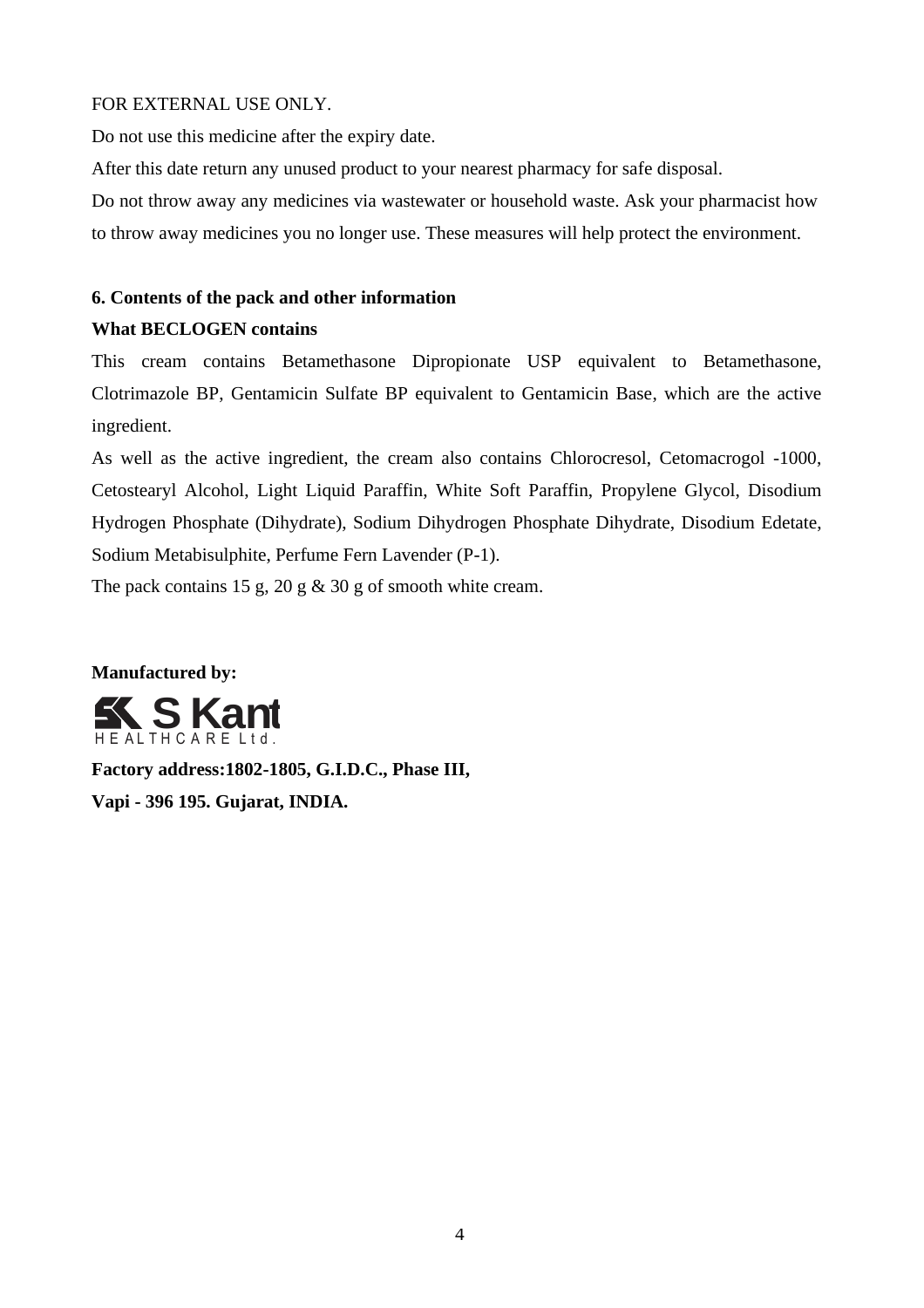FOR EXTERNAL USE ONLY.

Do not use this medicine after the expiry date.

After this date return any unused product to your nearest pharmacy for safe disposal.

Do not throw away any medicines via wastewater or household waste. Ask your pharmacist how to throw away medicines you no longer use. These measures will help protect the environment.

**6. Contents of the pack and other information**

**What BECLOGEN contains**

This cream contains Betamethasone Dipropionate USP equivalent to Betamethasone, Clotrimazole BP, Gentamicin Sulfate BP equivalent to Gentamicin Base, which are the active ingredient.

As well as the active ingredient, the cream also contains Chlorocresol, Cetomacrogol -1000, Cetostearyl Alcohol, Light Liquid Paraffin, White Soft Paraffin, Propylene Glycol, Disodium Hydrogen Phosphate (Dihydrate), Sodium Dihydrogen Phosphate Dihydrate, Disodium Edetate, Sodium Metabisulphite, Perfume Fern Lavender (P-1).

The pack contains 15 g, 20 g & 30 g of smooth white cream.

**Manufactured by:**

S Kant HEALTHCARE Ltd.

**Factory address:1802-1805, G.I.D.C., Phase III,**

**Vapi - 396 195. Gujarat, INDIA.**